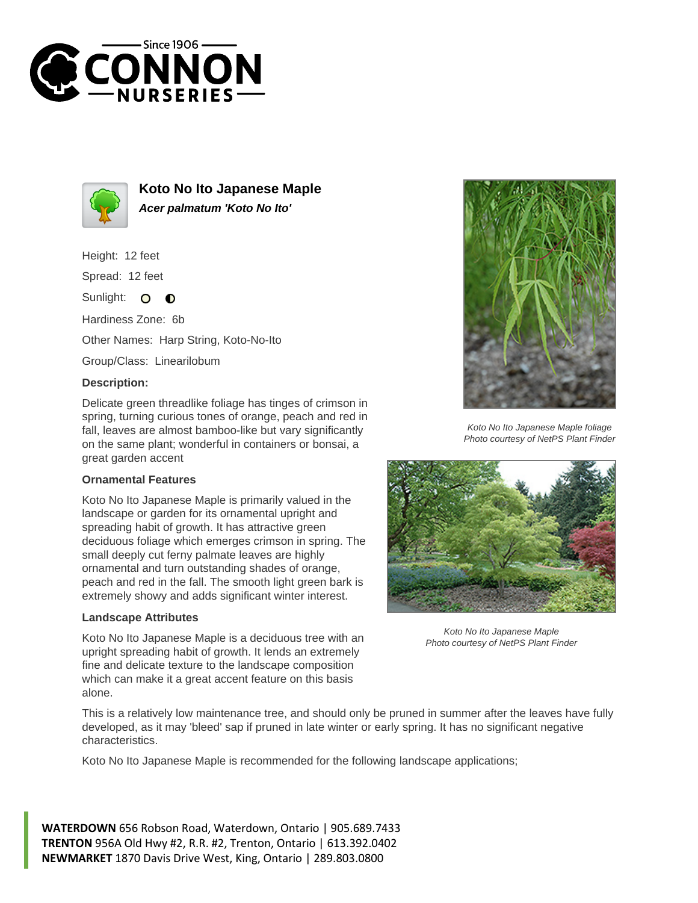# Koto No Ito Japanese Maple

***Acer palmatum 'Koto No Ito'***

Height: 12 feet

Spread: 12 feet

Sunlight: ○ ◐

Hardiness Zone: 6b

Other Names: Harp String, Koto-No-Ito

Group/Class: Linearilobum

### Description:

Delicate green threadlike foliage has tinges of crimson in spring, turning curious tones of orange, peach and red in fall, leaves are almost bamboo-like but vary significantly on the same plant; wonderful in containers or bonsai, a great garden accent

### Ornamental Features

Koto No Ito Japanese Maple is primarily valued in the landscape or garden for its ornamental upright and spreading habit of growth. It has attractive green deciduous foliage which emerges crimson in spring. The small deeply cut ferny palmate leaves are highly ornamental and turn outstanding shades of orange, peach and red in the fall. The smooth light green bark is extremely showy and adds significant winter interest.

### Landscape Attributes

Koto No Ito Japanese Maple is a deciduous tree with an upright spreading habit of growth. It lends an extremely fine and delicate texture to the landscape composition which can make it a great accent feature on this basis alone.

This is a relatively low maintenance tree, and should only be pruned in summer after the leaves have fully developed, as it may 'bleed' sap if pruned in late winter or early spring. It has no significant negative characteristics.

Koto No Ito Japanese Maple is recommended for the following landscape applications;

*Koto No Ito Japanese Maple foliage*
*Photo courtesy of NetPS Plant Finder*

*Koto No Ito Japanese Maple*
*Photo courtesy of NetPS Plant Finder*

**WATERDOWN** 656 Robson Road, Waterdown, Ontario | 905.689.7433
**TRENTON** 956A Old Hwy #2, R.R. #2, Trenton, Ontario | 613.392.0402
**NEWMARKET** 1870 Davis Drive West, King, Ontario | 289.803.0800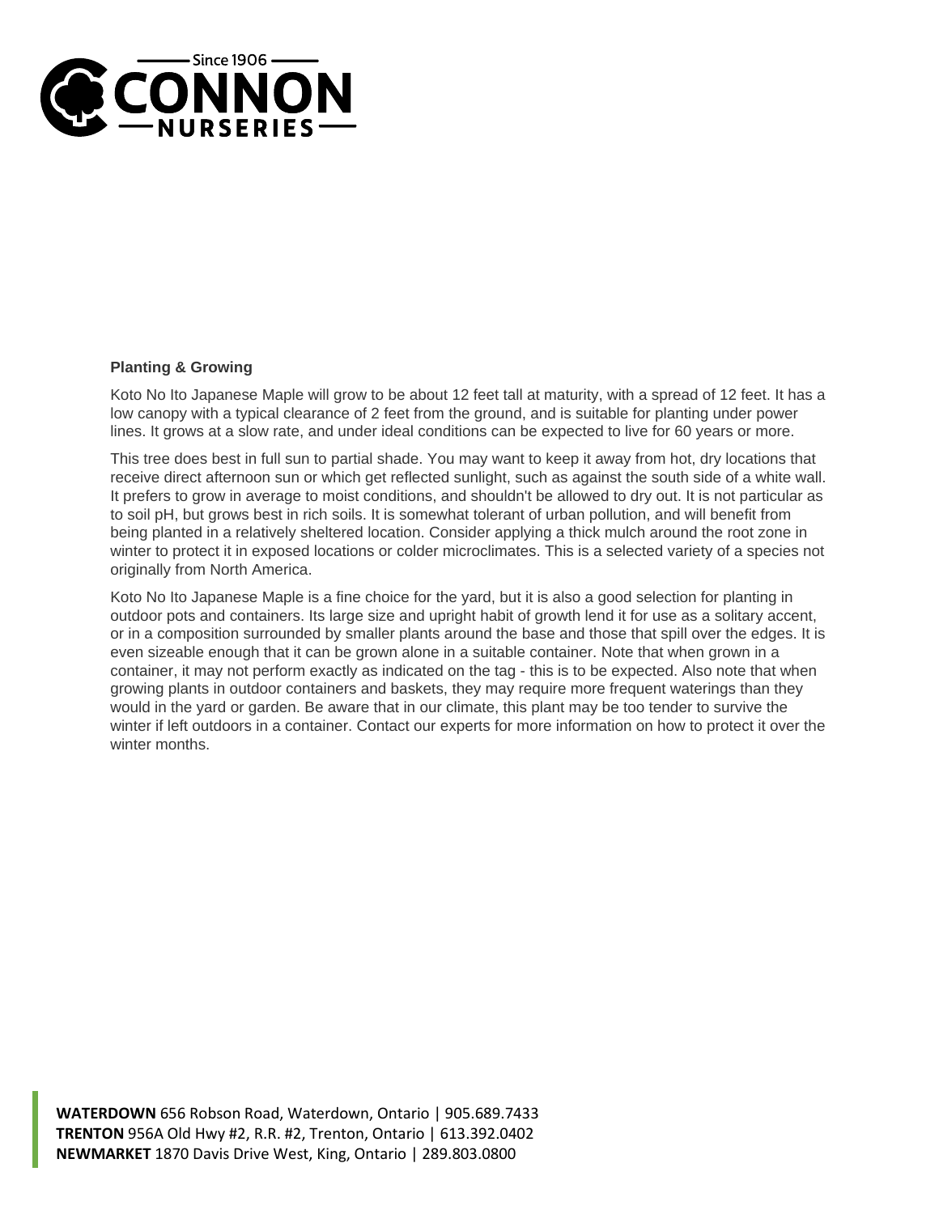### Planting & Growing

Koto No Ito Japanese Maple will grow to be about 12 feet tall at maturity, with a spread of 12 feet. It has a low canopy with a typical clearance of 2 feet from the ground, and is suitable for planting under power lines. It grows at a slow rate, and under ideal conditions can be expected to live for 60 years or more.

This tree does best in full sun to partial shade. You may want to keep it away from hot, dry locations that receive direct afternoon sun or which get reflected sunlight, such as against the south side of a white wall. It prefers to grow in average to moist conditions, and shouldn't be allowed to dry out. It is not particular as to soil pH, but grows best in rich soils. It is somewhat tolerant of urban pollution, and will benefit from being planted in a relatively sheltered location. Consider applying a thick mulch around the root zone in winter to protect it in exposed locations or colder microclimates. This is a selected variety of a species not originally from North America.

Koto No Ito Japanese Maple is a fine choice for the yard, but it is also a good selection for planting in outdoor pots and containers. Its large size and upright habit of growth lend it for use as a solitary accent, or in a composition surrounded by smaller plants around the base and those that spill over the edges. It is even sizeable enough that it can be grown alone in a suitable container. Note that when grown in a container, it may not perform exactly as indicated on the tag - this is to be expected. Also note that when growing plants in outdoor containers and baskets, they may require more frequent waterings than they would in the yard or garden. Be aware that in our climate, this plant may be too tender to survive the winter if left outdoors in a container. Contact our experts for more information on how to protect it over the winter months.